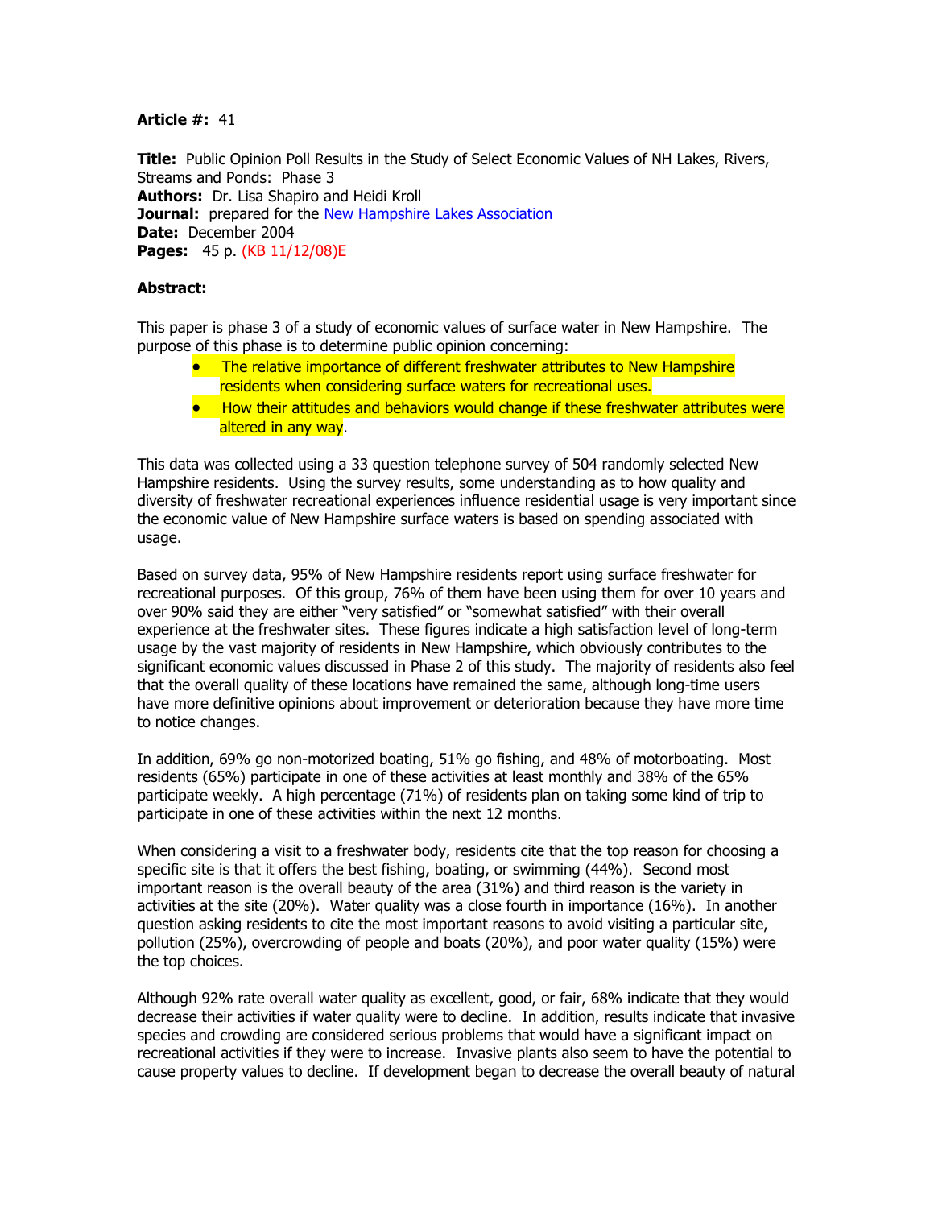**Article #:** 41

**Title:** Public Opinion Poll Results in the Study of Select Economic Values of NH Lakes, Rivers, Streams and Ponds: Phase 3
**Authors:** Dr. Lisa Shapiro and Heidi Kroll
**Journal:** prepared for the New Hampshire Lakes Association
**Date:** December 2004
**Pages:** 45 p. (KB 11/12/08)E

**Abstract:**

This paper is phase 3 of a study of economic values of surface water in New Hampshire. The purpose of this phase is to determine public opinion concerning:

- The relative importance of different freshwater attributes to New Hampshire residents when considering surface waters for recreational uses.
- How their attitudes and behaviors would change if these freshwater attributes were altered in any way.

This data was collected using a 33 question telephone survey of 504 randomly selected New Hampshire residents. Using the survey results, some understanding as to how quality and diversity of freshwater recreational experiences influence residential usage is very important since the economic value of New Hampshire surface waters is based on spending associated with usage.

Based on survey data, 95% of New Hampshire residents report using surface freshwater for recreational purposes. Of this group, 76% of them have been using them for over 10 years and over 90% said they are either "very satisfied" or "somewhat satisfied" with their overall experience at the freshwater sites. These figures indicate a high satisfaction level of long-term usage by the vast majority of residents in New Hampshire, which obviously contributes to the significant economic values discussed in Phase 2 of this study. The majority of residents also feel that the overall quality of these locations have remained the same, although long-time users have more definitive opinions about improvement or deterioration because they have more time to notice changes.

In addition, 69% go non-motorized boating, 51% go fishing, and 48% of motorboating. Most residents (65%) participate in one of these activities at least monthly and 38% of the 65% participate weekly. A high percentage (71%) of residents plan on taking some kind of trip to participate in one of these activities within the next 12 months.

When considering a visit to a freshwater body, residents cite that the top reason for choosing a specific site is that it offers the best fishing, boating, or swimming (44%). Second most important reason is the overall beauty of the area (31%) and third reason is the variety in activities at the site (20%). Water quality was a close fourth in importance (16%). In another question asking residents to cite the most important reasons to avoid visiting a particular site, pollution (25%), overcrowding of people and boats (20%), and poor water quality (15%) were the top choices.

Although 92% rate overall water quality as excellent, good, or fair, 68% indicate that they would decrease their activities if water quality were to decline. In addition, results indicate that invasive species and crowding are considered serious problems that would have a significant impact on recreational activities if they were to increase. Invasive plants also seem to have the potential to cause property values to decline. If development began to decrease the overall beauty of natural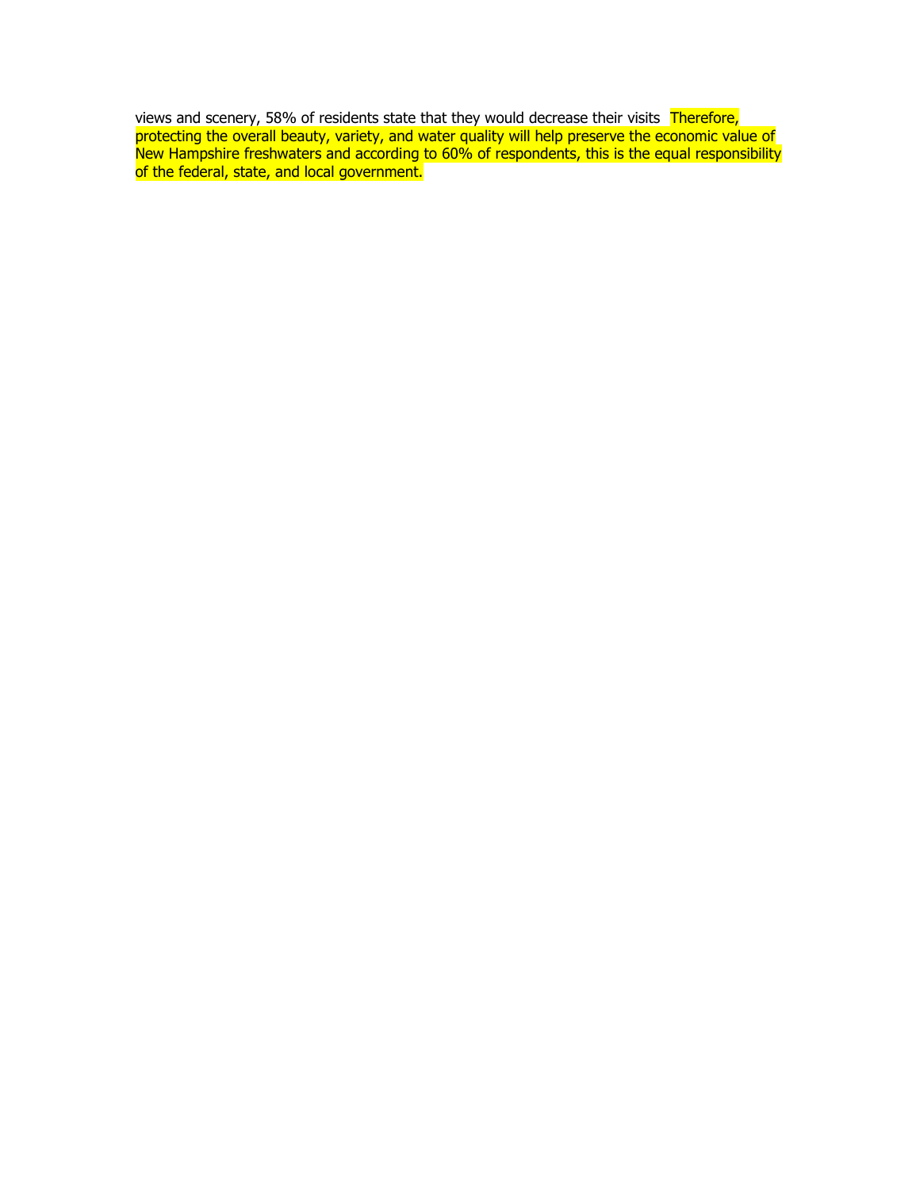views and scenery, 58% of residents state that they would decrease their visits Therefore, protecting the overall beauty, variety, and water quality will help preserve the economic value of New Hampshire freshwaters and according to 60% of respondents, this is the equal responsibility of the federal, state, and local government.